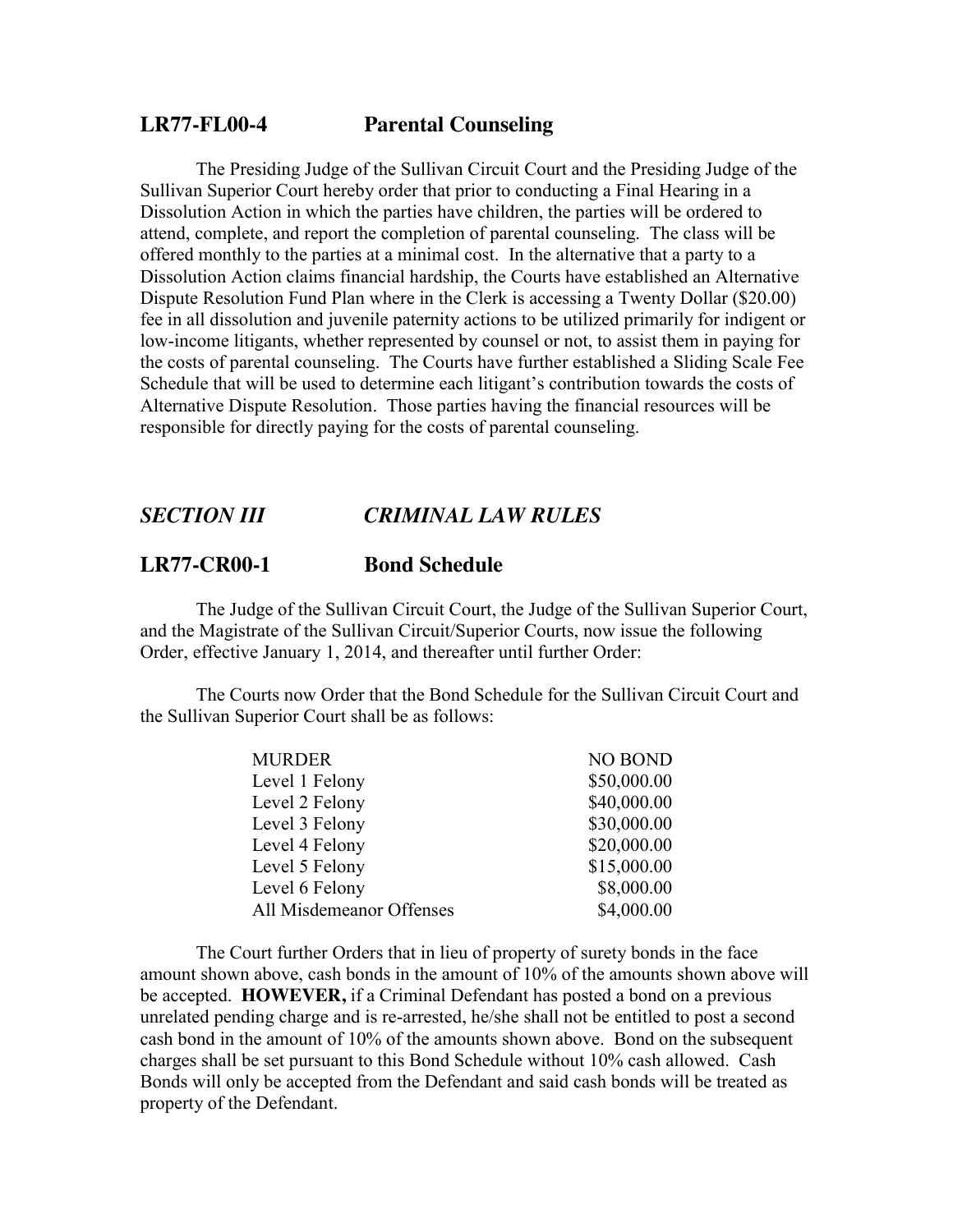## LR77-FL00-4 Parental Counseling

The Presiding Judge of the Sullivan Circuit Court and the Presiding Judge of the Sullivan Superior Court hereby order that prior to conducting a Final Hearing in a Dissolution Action in which the parties have children, the parties will be ordered to attend, complete, and report the completion of parental counseling. The class will be offered monthly to the parties at a minimal cost. In the alternative that a party to a Dissolution Action claims financial hardship, the Courts have established an Alternative Dispute Resolution Fund Plan where in the Clerk is accessing a Twenty Dollar ($20.00) fee in all dissolution and juvenile paternity actions to be utilized primarily for indigent or low-income litigants, whether represented by counsel or not, to assist them in paying for the costs of parental counseling. The Courts have further established a Sliding Scale Fee Schedule that will be used to determine each litigant's contribution towards the costs of Alternative Dispute Resolution. Those parties having the financial resources will be responsible for directly paying for the costs of parental counseling.

# *SECTION III CRIMINAL LAW RULES*

## LR77-CR00-1 Bond Schedule

The Judge of the Sullivan Circuit Court, the Judge of the Sullivan Superior Court, and the Magistrate of the Sullivan Circuit/Superior Courts, now issue the following Order, effective January 1, 2014, and thereafter until further Order:

The Courts now Order that the Bond Schedule for the Sullivan Circuit Court and the Sullivan Superior Court shall be as follows:

| | |
|---|---|
| MURDER | NO BOND |
| Level 1 Felony | $50,000.00 |
| Level 2 Felony | $40,000.00 |
| Level 3 Felony | $30,000.00 |
| Level 4 Felony | $20,000.00 |
| Level 5 Felony | $15,000.00 |
| Level 6 Felony | $8,000.00 |
| All Misdemeanor Offenses | $4,000.00 |

The Court further Orders that in lieu of property of surety bonds in the face amount shown above, cash bonds in the amount of 10% of the amounts shown above will be accepted. **HOWEVER,** if a Criminal Defendant has posted a bond on a previous unrelated pending charge and is re-arrested, he/she shall not be entitled to post a second cash bond in the amount of 10% of the amounts shown above. Bond on the subsequent charges shall be set pursuant to this Bond Schedule without 10% cash allowed. Cash Bonds will only be accepted from the Defendant and said cash bonds will be treated as property of the Defendant.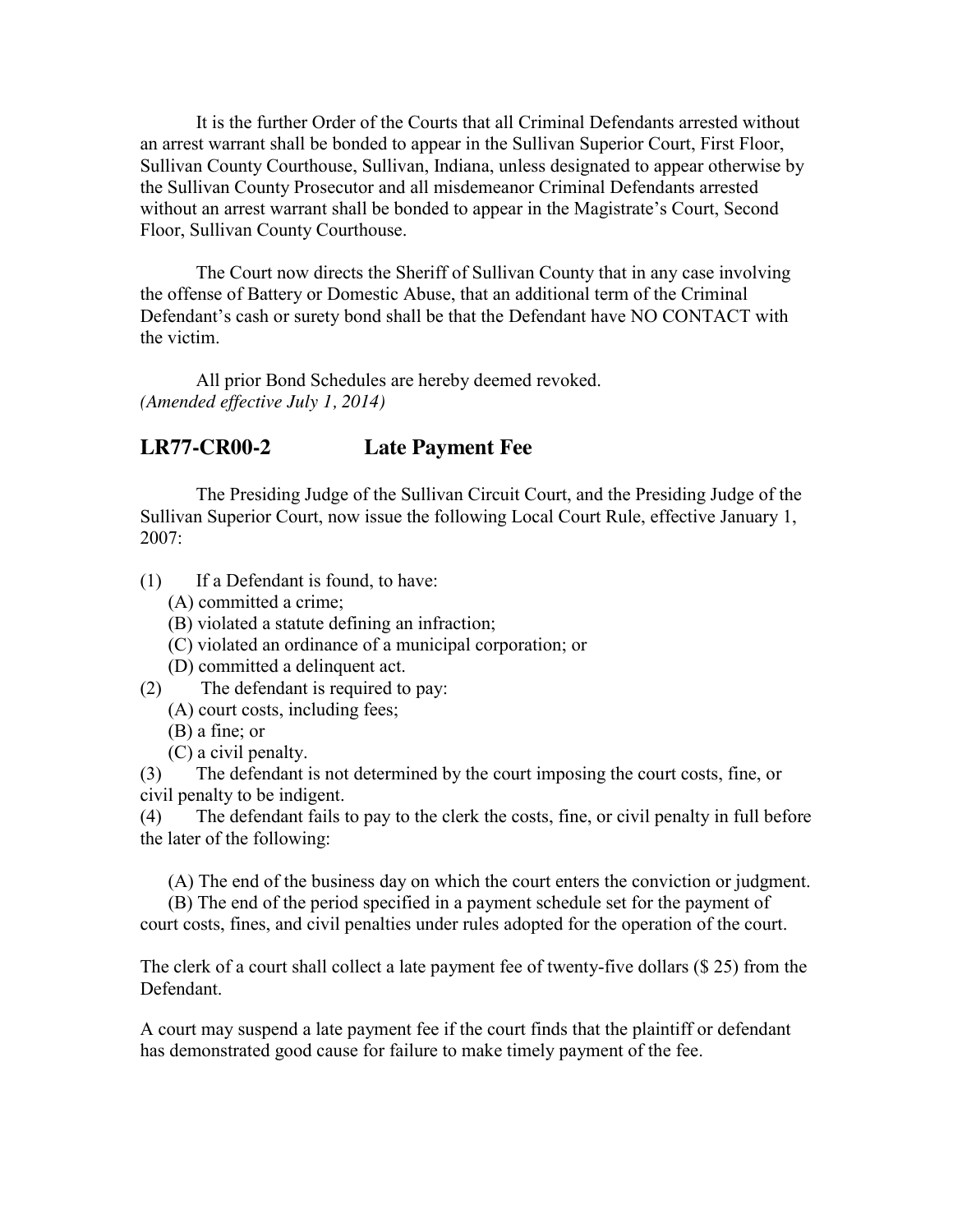It is the further Order of the Courts that all Criminal Defendants arrested without an arrest warrant shall be bonded to appear in the Sullivan Superior Court, First Floor, Sullivan County Courthouse, Sullivan, Indiana, unless designated to appear otherwise by the Sullivan County Prosecutor and all misdemeanor Criminal Defendants arrested without an arrest warrant shall be bonded to appear in the Magistrate's Court, Second Floor, Sullivan County Courthouse.

The Court now directs the Sheriff of Sullivan County that in any case involving the offense of Battery or Domestic Abuse, that an additional term of the Criminal Defendant's cash or surety bond shall be that the Defendant have NO CONTACT with the victim.

All prior Bond Schedules are hereby deemed revoked.
*(Amended effective July 1, 2014)*

## LR77-CR00-2 Late Payment Fee

The Presiding Judge of the Sullivan Circuit Court, and the Presiding Judge of the Sullivan Superior Court, now issue the following Local Court Rule, effective January 1, 2007:

(1) If a Defendant is found, to have:
  (A) committed a crime;
  (B) violated a statute defining an infraction;
  (C) violated an ordinance of a municipal corporation; or
  (D) committed a delinquent act.
(2) The defendant is required to pay:
  (A) court costs, including fees;
  (B) a fine; or
  (C) a civil penalty.
(3) The defendant is not determined by the court imposing the court costs, fine, or civil penalty to be indigent.
(4) The defendant fails to pay to the clerk the costs, fine, or civil penalty in full before the later of the following:

  (A) The end of the business day on which the court enters the conviction or judgment.
  (B) The end of the period specified in a payment schedule set for the payment of court costs, fines, and civil penalties under rules adopted for the operation of the court.

The clerk of a court shall collect a late payment fee of twenty-five dollars ($ 25) from the Defendant.

A court may suspend a late payment fee if the court finds that the plaintiff or defendant has demonstrated good cause for failure to make timely payment of the fee.